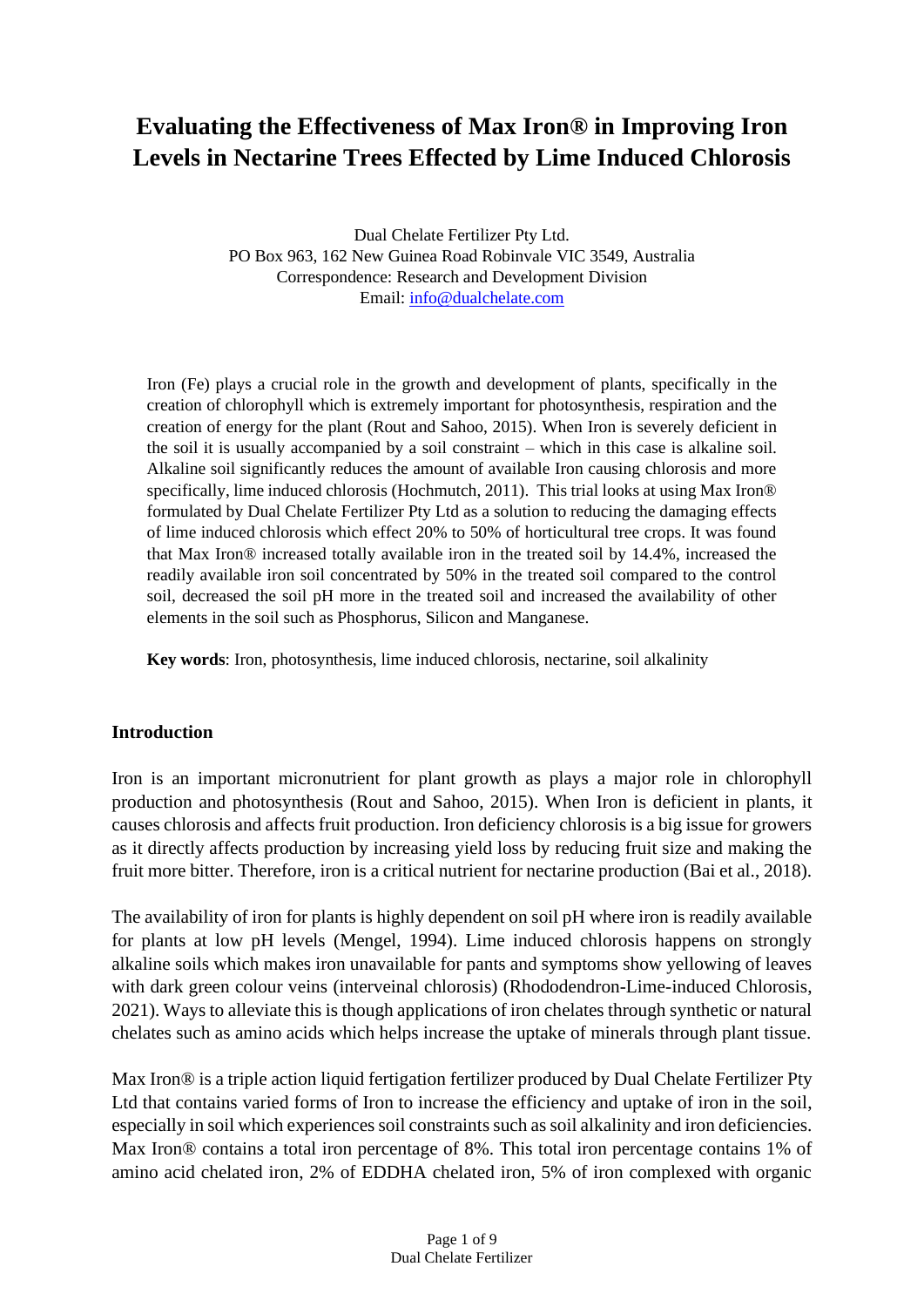# Evaluating the Effectiveness of Max Iron® in Improving Iron Levels in Nectarine Trees Effected by Lime Induced Chlorosis

Dual Chelate Fertilizer Pty Ltd.
PO Box 963, 162 New Guinea Road Robinvale VIC 3549, Australia
Correspondence: Research and Development Division
Email: info@dualchelate.com

Iron (Fe) plays a crucial role in the growth and development of plants, specifically in the creation of chlorophyll which is extremely important for photosynthesis, respiration and the creation of energy for the plant (Rout and Sahoo, 2015). When Iron is severely deficient in the soil it is usually accompanied by a soil constraint – which in this case is alkaline soil. Alkaline soil significantly reduces the amount of available Iron causing chlorosis and more specifically, lime induced chlorosis (Hochmutch, 2011). This trial looks at using Max Iron® formulated by Dual Chelate Fertilizer Pty Ltd as a solution to reducing the damaging effects of lime induced chlorosis which effect 20% to 50% of horticultural tree crops. It was found that Max Iron® increased totally available iron in the treated soil by 14.4%, increased the readily available iron soil concentrated by 50% in the treated soil compared to the control soil, decreased the soil pH more in the treated soil and increased the availability of other elements in the soil such as Phosphorus, Silicon and Manganese.

**Key words**: Iron, photosynthesis, lime induced chlorosis, nectarine, soil alkalinity

## Introduction

Iron is an important micronutrient for plant growth as plays a major role in chlorophyll production and photosynthesis (Rout and Sahoo, 2015). When Iron is deficient in plants, it causes chlorosis and affects fruit production. Iron deficiency chlorosis is a big issue for growers as it directly affects production by increasing yield loss by reducing fruit size and making the fruit more bitter. Therefore, iron is a critical nutrient for nectarine production (Bai et al., 2018).

The availability of iron for plants is highly dependent on soil pH where iron is readily available for plants at low pH levels (Mengel, 1994). Lime induced chlorosis happens on strongly alkaline soils which makes iron unavailable for pants and symptoms show yellowing of leaves with dark green colour veins (interveinal chlorosis) (Rhododendron-Lime-induced Chlorosis, 2021). Ways to alleviate this is though applications of iron chelates through synthetic or natural chelates such as amino acids which helps increase the uptake of minerals through plant tissue.

Max Iron® is a triple action liquid fertigation fertilizer produced by Dual Chelate Fertilizer Pty Ltd that contains varied forms of Iron to increase the efficiency and uptake of iron in the soil, especially in soil which experiences soil constraints such as soil alkalinity and iron deficiencies. Max Iron® contains a total iron percentage of 8%. This total iron percentage contains 1% of amino acid chelated iron, 2% of EDDHA chelated iron, 5% of iron complexed with organic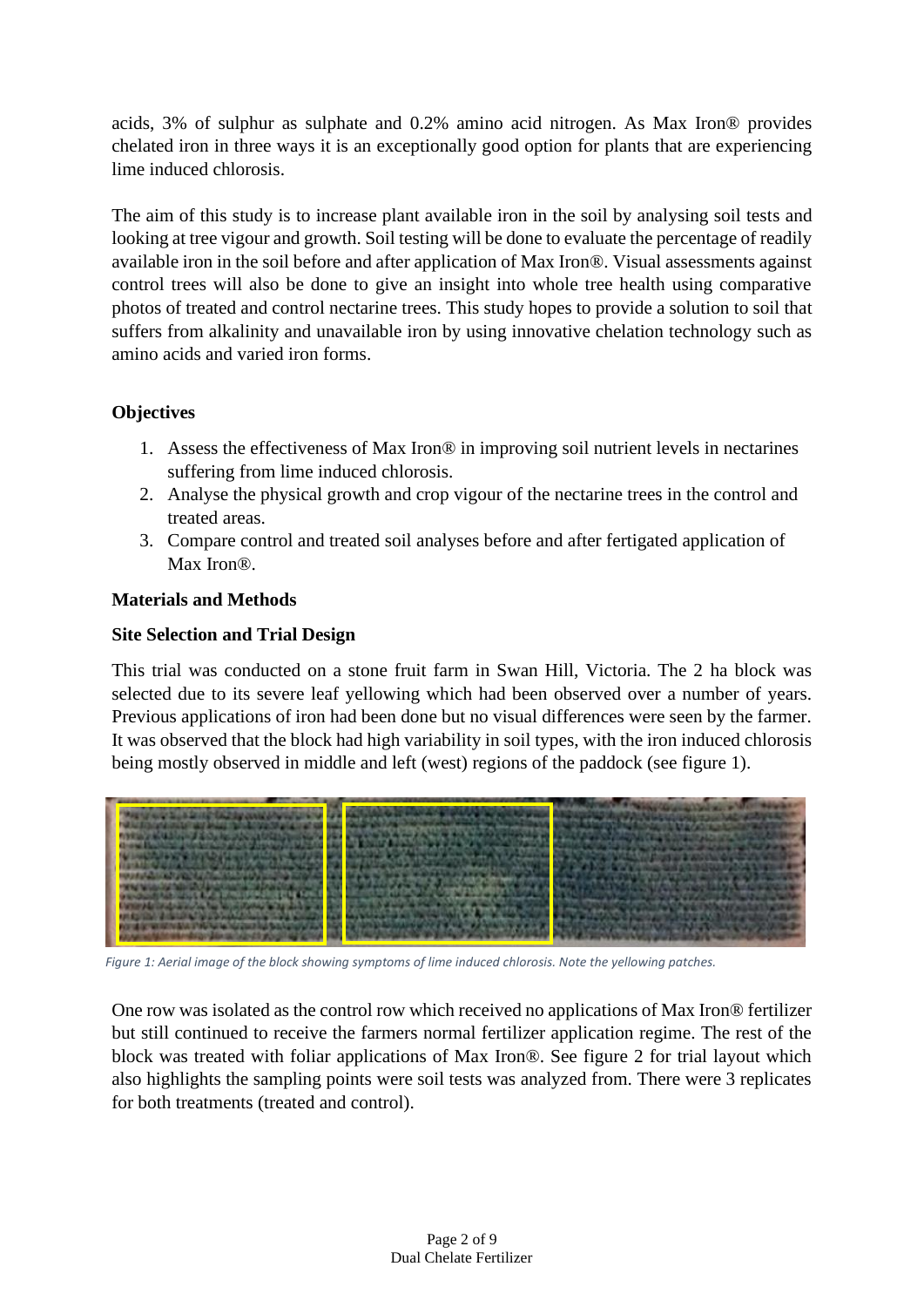acids, 3% of sulphur as sulphate and 0.2% amino acid nitrogen. As Max Iron® provides chelated iron in three ways it is an exceptionally good option for plants that are experiencing lime induced chlorosis.

The aim of this study is to increase plant available iron in the soil by analysing soil tests and looking at tree vigour and growth. Soil testing will be done to evaluate the percentage of readily available iron in the soil before and after application of Max Iron®. Visual assessments against control trees will also be done to give an insight into whole tree health using comparative photos of treated and control nectarine trees. This study hopes to provide a solution to soil that suffers from alkalinity and unavailable iron by using innovative chelation technology such as amino acids and varied iron forms.

## Objectives

1. Assess the effectiveness of Max Iron® in improving soil nutrient levels in nectarines suffering from lime induced chlorosis.
2. Analyse the physical growth and crop vigour of the nectarine trees in the control and treated areas.
3. Compare control and treated soil analyses before and after fertigated application of Max Iron®.

## Materials and Methods

### Site Selection and Trial Design

This trial was conducted on a stone fruit farm in Swan Hill, Victoria. The 2 ha block was selected due to its severe leaf yellowing which had been observed over a number of years. Previous applications of iron had been done but no visual differences were seen by the farmer. It was observed that the block had high variability in soil types, with the iron induced chlorosis being mostly observed in middle and left (west) regions of the paddock (see figure 1).

*Figure 1: Aerial image of the block showing symptoms of lime induced chlorosis. Note the yellowing patches.*

One row was isolated as the control row which received no applications of Max Iron® fertilizer but still continued to receive the farmers normal fertilizer application regime. The rest of the block was treated with foliar applications of Max Iron®. See figure 2 for trial layout which also highlights the sampling points were soil tests was analyzed from. There were 3 replicates for both treatments (treated and control).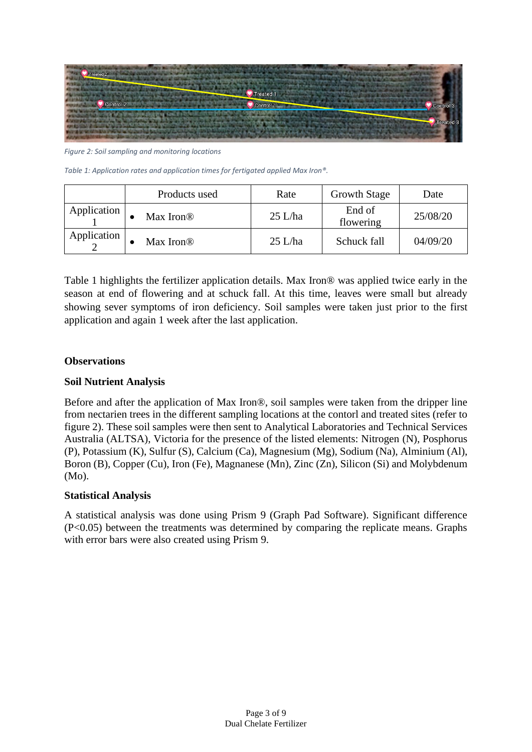*Figure 2: Soil sampling and monitoring locations*

*Table 1: Application rates and application times for fertigated applied Max Iron®.*

| | Products used | Rate | Growth Stage | Date |
|---|---|---|---|---|
| Application 1 | • Max Iron® | 25 L/ha | End of flowering | 25/08/20 |
| Application 2 | • Max Iron® | 25 L/ha | Schuck fall | 04/09/20 |

Table 1 highlights the fertilizer application details. Max Iron® was applied twice early in the season at end of flowering and at schuck fall. At this time, leaves were small but already showing sever symptoms of iron deficiency. Soil samples were taken just prior to the first application and again 1 week after the last application.

**Observations**

**Soil Nutrient Analysis**

Before and after the application of Max Iron®, soil samples were taken from the dripper line from nectarien trees in the different sampling locations at the contorl and treated sites (refer to figure 2). These soil samples were then sent to Analytical Laboratories and Technical Services Australia (ALTSA), Victoria for the presence of the listed elements: Nitrogen (N), Posphorus (P), Potassium (K), Sulfur (S), Calcium (Ca), Magnesium (Mg), Sodium (Na), Alminium (Al), Boron (B), Copper (Cu), Iron (Fe), Magnanese (Mn), Zinc (Zn), Silicon (Si) and Molybdenum (Mo).

**Statistical Analysis**

A statistical analysis was done using Prism 9 (Graph Pad Software). Significant difference ($P<0.05$) between the treatments was determined by comparing the replicate means. Graphs with error bars were also created using Prism 9.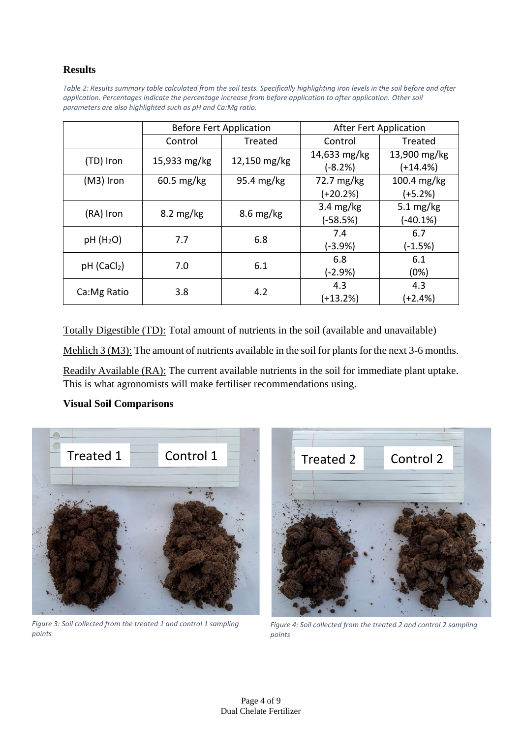## Results

*Table 2: Results summary table calculated from the soil tests. Specifically highlighting iron levels in the soil before and after application. Percentages indicate the percentage increase from before application to after application. Other soil parameters are also highlighted such as pH and Ca:Mg ratio.*

| | Before Fert Application | | After Fert Application | |
|---|---|---|---|---|
| | Control | Treated | Control | Treated |
| (TD) Iron | 15,933 mg/kg | 12,150 mg/kg | 14,633 mg/kg (-8.2%) | 13,900 mg/kg (+14.4%) |
| (M3) Iron | 60.5 mg/kg | 95.4 mg/kg | 72.7 mg/kg (+20.2%) | 100.4 mg/kg (+5.2%) |
| (RA) Iron | 8.2 mg/kg | 8.6 mg/kg | 3.4 mg/kg (-58.5%) | 5.1 mg/kg (-40.1%) |
| pH ($H_2O$) | 7.7 | 6.8 | 7.4 (-3.9%) | 6.7 (-1.5%) |
| pH ($CaCl_2$) | 7.0 | 6.1 | 6.8 (-2.9%) | 6.1 (0%) |
| Ca:Mg Ratio | 3.8 | 4.2 | 4.3 (+13.2%) | 4.3 (+2.4%) |

Totally Digestible (TD): Total amount of nutrients in the soil (available and unavailable)

Mehlich 3 (M3): The amount of nutrients available in the soil for plants for the next 3-6 months.

Readily Available (RA): The current available nutrients in the soil for immediate plant uptake. This is what agronomists will make fertiliser recommendations using.

### Visual Soil Comparisons

*Figure 3: Soil collected from the treated 1 and control 1 sampling points*

*Figure 4: Soil collected from the treated 2 and control 2 sampling points*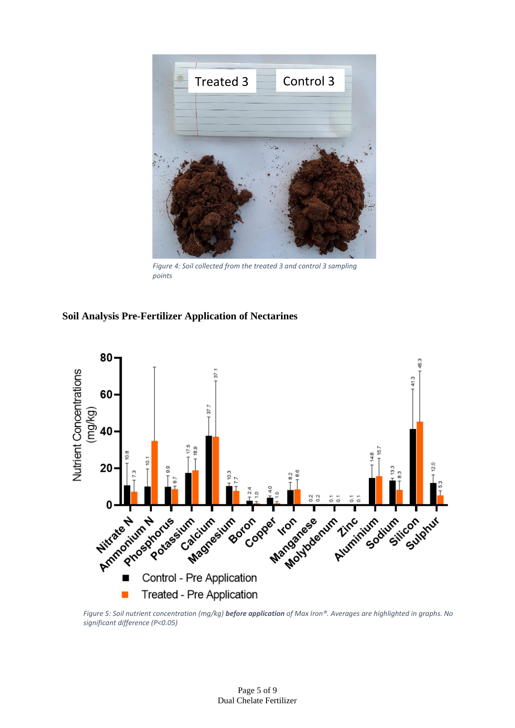*Figure 4: Soil collected from the treated 3 and control 3 sampling points*

**Soil Analysis Pre-Fertilizer Application of Nectarines**

*Figure 5: Soil nutrient concentration (mg/kg)* ***before application*** *of Max Iron®. Averages are highlighted in graphs. No significant difference (P<0.05)*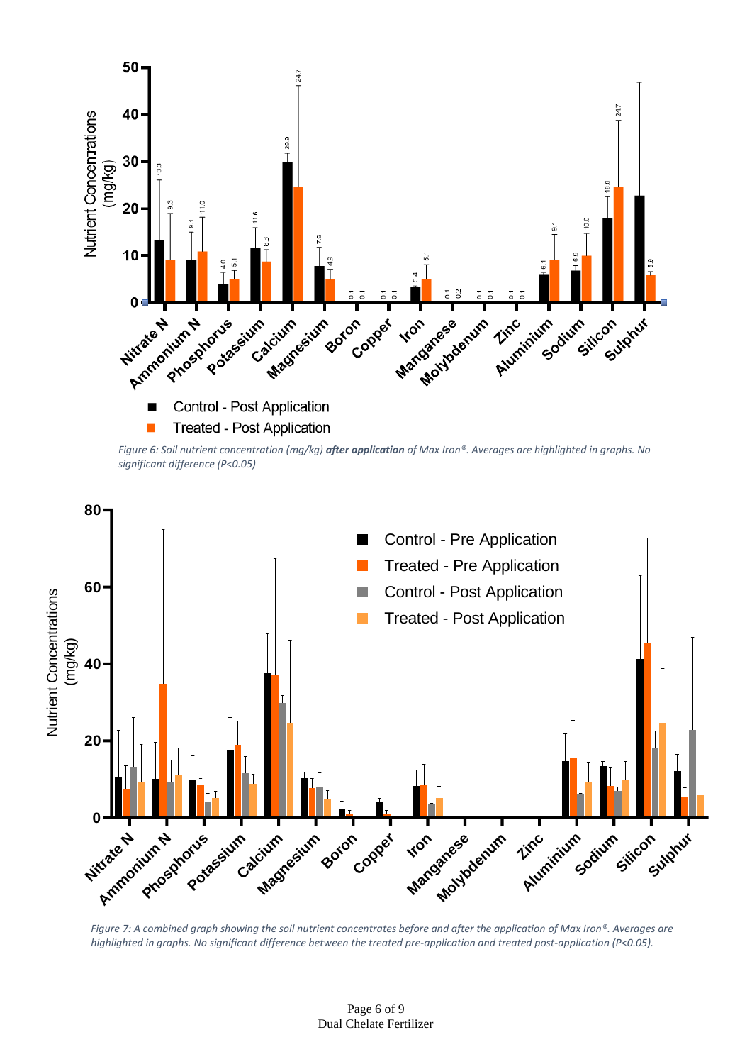*Figure 6: Soil nutrient concentration (mg/kg)* ***after application*** *of Max Iron®. Averages are highlighted in graphs. No significant difference (P<0.05)*

*Figure 7: A combined graph showing the soil nutrient concentrates before and after the application of Max Iron®. Averages are highlighted in graphs. No significant difference between the treated pre-application and treated post-application (P<0.05).*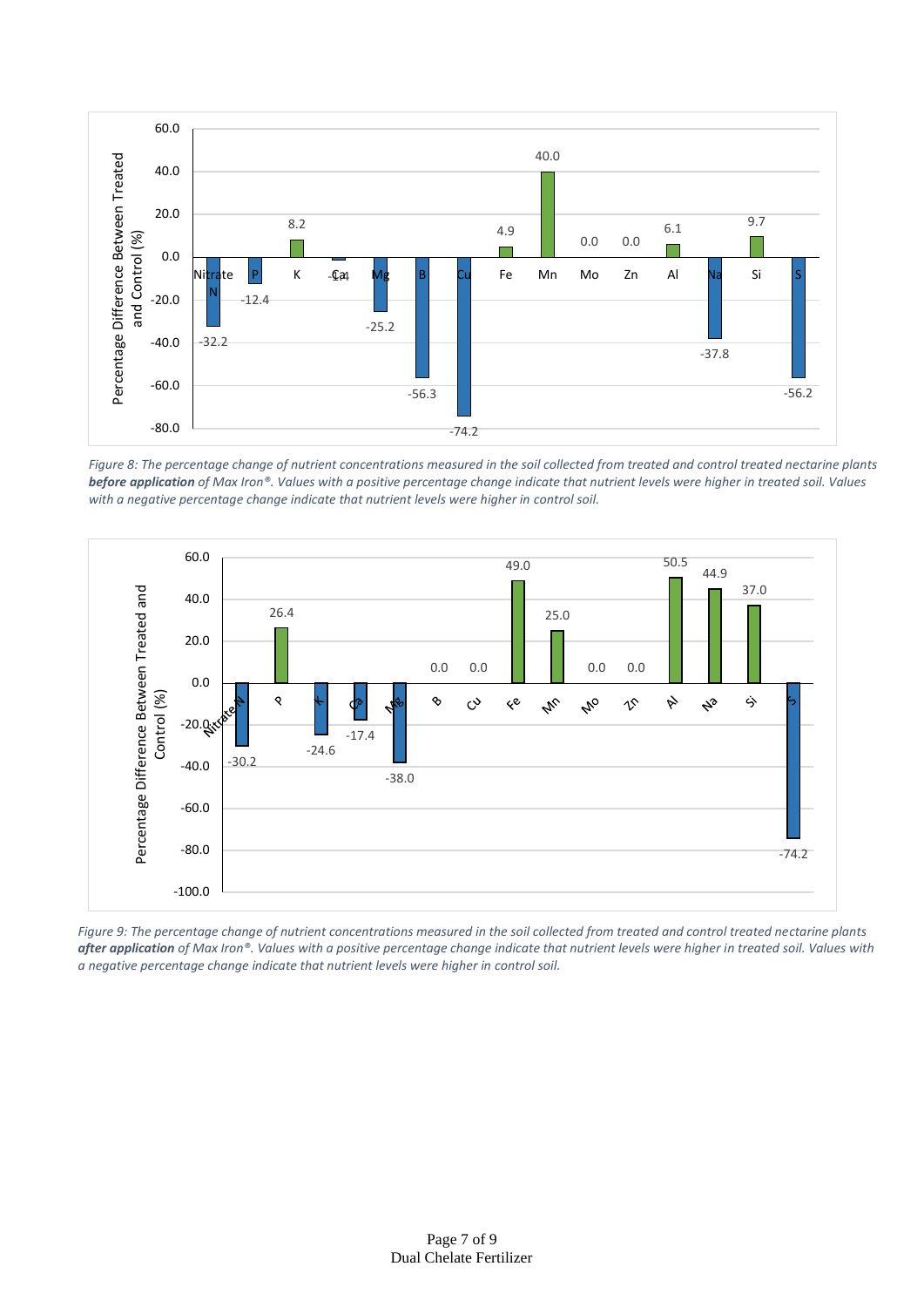*Figure 8: The percentage change of nutrient concentrations measured in the soil collected from treated and control treated nectarine plants **before application** of Max Iron®. Values with a positive percentage change indicate that nutrient levels were higher in treated soil. Values with a negative percentage change indicate that nutrient levels were higher in control soil.*

*Figure 9: The percentage change of nutrient concentrations measured in the soil collected from treated and control treated nectarine plants **after application** of Max Iron®. Values with a positive percentage change indicate that nutrient levels were higher in treated soil. Values with a negative percentage change indicate that nutrient levels were higher in control soil.*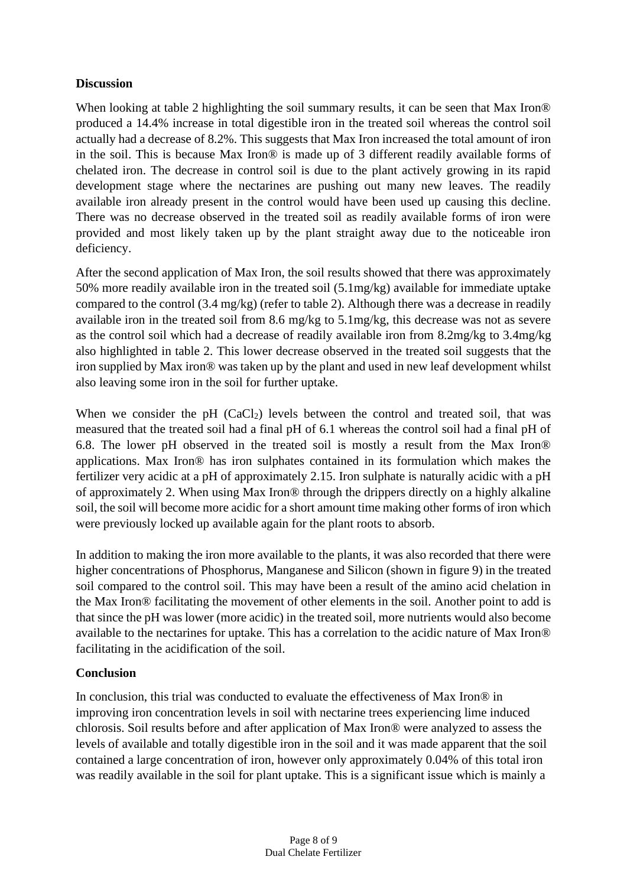**Discussion**

When looking at table 2 highlighting the soil summary results, it can be seen that Max Iron® produced a 14.4% increase in total digestible iron in the treated soil whereas the control soil actually had a decrease of 8.2%. This suggests that Max Iron increased the total amount of iron in the soil. This is because Max Iron® is made up of 3 different readily available forms of chelated iron. The decrease in control soil is due to the plant actively growing in its rapid development stage where the nectarines are pushing out many new leaves. The readily available iron already present in the control would have been used up causing this decline. There was no decrease observed in the treated soil as readily available forms of iron were provided and most likely taken up by the plant straight away due to the noticeable iron deficiency.

After the second application of Max Iron, the soil results showed that there was approximately 50% more readily available iron in the treated soil (5.1mg/kg) available for immediate uptake compared to the control (3.4 mg/kg) (refer to table 2). Although there was a decrease in readily available iron in the treated soil from 8.6 mg/kg to 5.1mg/kg, this decrease was not as severe as the control soil which had a decrease of readily available iron from 8.2mg/kg to 3.4mg/kg also highlighted in table 2. This lower decrease observed in the treated soil suggests that the iron supplied by Max iron® was taken up by the plant and used in new leaf development whilst also leaving some iron in the soil for further uptake.

When we consider the pH ($CaCl_2$) levels between the control and treated soil, that was measured that the treated soil had a final pH of 6.1 whereas the control soil had a final pH of 6.8. The lower pH observed in the treated soil is mostly a result from the Max Iron® applications. Max Iron® has iron sulphates contained in its formulation which makes the fertilizer very acidic at a pH of approximately 2.15. Iron sulphate is naturally acidic with a pH of approximately 2. When using Max Iron® through the drippers directly on a highly alkaline soil, the soil will become more acidic for a short amount time making other forms of iron which were previously locked up available again for the plant roots to absorb.

In addition to making the iron more available to the plants, it was also recorded that there were higher concentrations of Phosphorus, Manganese and Silicon (shown in figure 9) in the treated soil compared to the control soil. This may have been a result of the amino acid chelation in the Max Iron® facilitating the movement of other elements in the soil. Another point to add is that since the pH was lower (more acidic) in the treated soil, more nutrients would also become available to the nectarines for uptake. This has a correlation to the acidic nature of Max Iron® facilitating in the acidification of the soil.

**Conclusion**

In conclusion, this trial was conducted to evaluate the effectiveness of Max Iron® in improving iron concentration levels in soil with nectarine trees experiencing lime induced chlorosis. Soil results before and after application of Max Iron® were analyzed to assess the levels of available and totally digestible iron in the soil and it was made apparent that the soil contained a large concentration of iron, however only approximately 0.04% of this total iron was readily available in the soil for plant uptake. This is a significant issue which is mainly a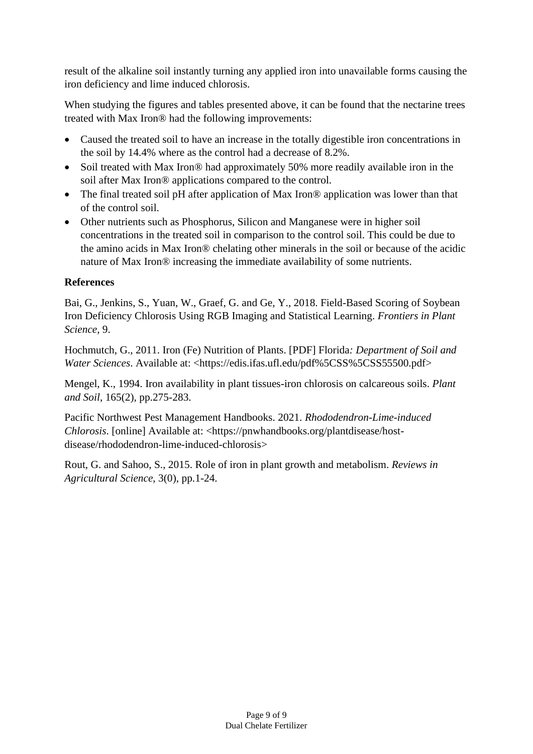result of the alkaline soil instantly turning any applied iron into unavailable forms causing the iron deficiency and lime induced chlorosis.

When studying the figures and tables presented above, it can be found that the nectarine trees treated with Max Iron® had the following improvements:

- Caused the treated soil to have an increase in the totally digestible iron concentrations in the soil by 14.4% where as the control had a decrease of 8.2%.
- Soil treated with Max Iron® had approximately 50% more readily available iron in the soil after Max Iron® applications compared to the control.
- The final treated soil pH after application of Max Iron® application was lower than that of the control soil.
- Other nutrients such as Phosphorus, Silicon and Manganese were in higher soil concentrations in the treated soil in comparison to the control soil. This could be due to the amino acids in Max Iron® chelating other minerals in the soil or because of the acidic nature of Max Iron® increasing the immediate availability of some nutrients.

**References**

Bai, G., Jenkins, S., Yuan, W., Graef, G. and Ge, Y., 2018. Field-Based Scoring of Soybean Iron Deficiency Chlorosis Using RGB Imaging and Statistical Learning. *Frontiers in Plant Science*, 9.

Hochmutch, G., 2011. Iron (Fe) Nutrition of Plants. [PDF] Florida*: Department of Soil and Water Sciences*. Available at: <https://edis.ifas.ufl.edu/pdf%5CSS%5CSS55500.pdf>

Mengel, K., 1994. Iron availability in plant tissues-iron chlorosis on calcareous soils. *Plant and Soil*, 165(2), pp.275-283.

Pacific Northwest Pest Management Handbooks. 2021. *Rhododendron-Lime-induced Chlorosis*. [online] Available at: <https://pnwhandbooks.org/plantdisease/host-disease/rhododendron-lime-induced-chlorosis>

Rout, G. and Sahoo, S., 2015. Role of iron in plant growth and metabolism. *Reviews in Agricultural Science*, 3(0), pp.1-24.